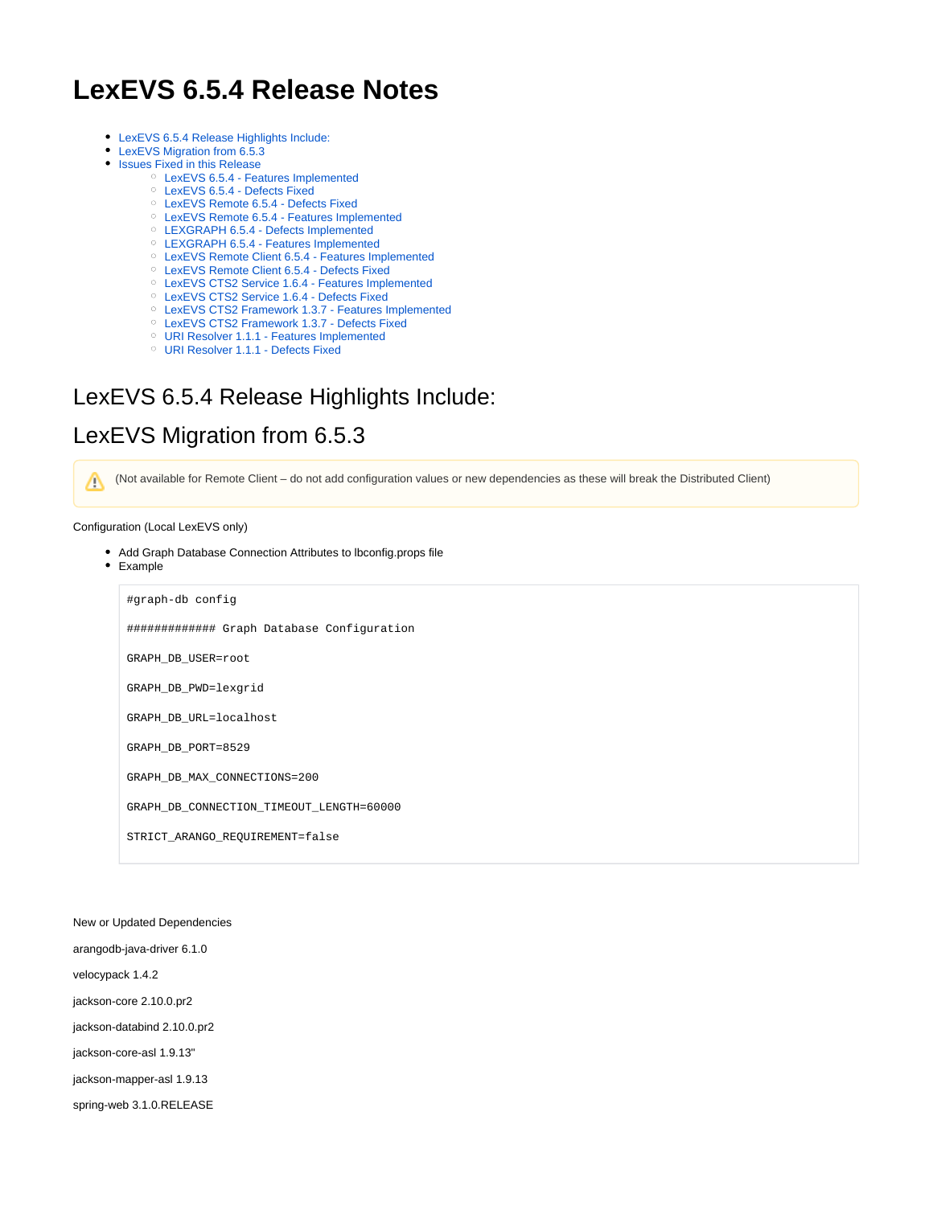# LexEVS 6.5.4 Release Notes

- LexEVS 6.5.4 Release Highlights Include:
- LexEVS Migration from 6.5.3
- Issues Fixed in this Release
  - LexEVS 6.5.4 - Features Implemented
  - LexEVS 6.5.4 - Defects Fixed
  - LexEVS Remote 6.5.4 - Defects Fixed
  - LexEVS Remote 6.5.4 - Features Implemented
  - LEXGRAPH 6.5.4 - Defects Implemented
  - LEXGRAPH 6.5.4 - Features Implemented
  - LexEVS Remote Client 6.5.4 - Features Implemented
  - LexEVS Remote Client 6.5.4 - Defects Fixed
  - LexEVS CTS2 Service 1.6.4 - Features Implemented
  - LexEVS CTS2 Service 1.6.4 - Defects Fixed
  - LexEVS CTS2 Framework 1.3.7 - Features Implemented
  - LexEVS CTS2 Framework 1.3.7 - Defects Fixed
  - URI Resolver 1.1.1 - Features Implemented
  - URI Resolver 1.1.1 - Defects Fixed

## LexEVS 6.5.4 Release Highlights Include:

## LexEVS Migration from 6.5.3

> ⚠ (Not available for Remote Client – do not add configuration values or new dependencies as these will break the Distributed Client)

Configuration (Local LexEVS only)

- Add Graph Database Connection Attributes to lbconfig.props file
- Example

```
#graph-db config

############# Graph Database Configuration

GRAPH_DB_USER=root

GRAPH_DB_PWD=lexgrid

GRAPH_DB_URL=localhost

GRAPH_DB_PORT=8529

GRAPH_DB_MAX_CONNECTIONS=200

GRAPH_DB_CONNECTION_TIMEOUT_LENGTH=60000

STRICT_ARANGO_REQUIREMENT=false
```

New or Updated Dependencies

arangodb-java-driver 6.1.0

velocypack 1.4.2

jackson-core 2.10.0.pr2

jackson-databind 2.10.0.pr2

jackson-core-asl 1.9.13"

jackson-mapper-asl 1.9.13

spring-web 3.1.0.RELEASE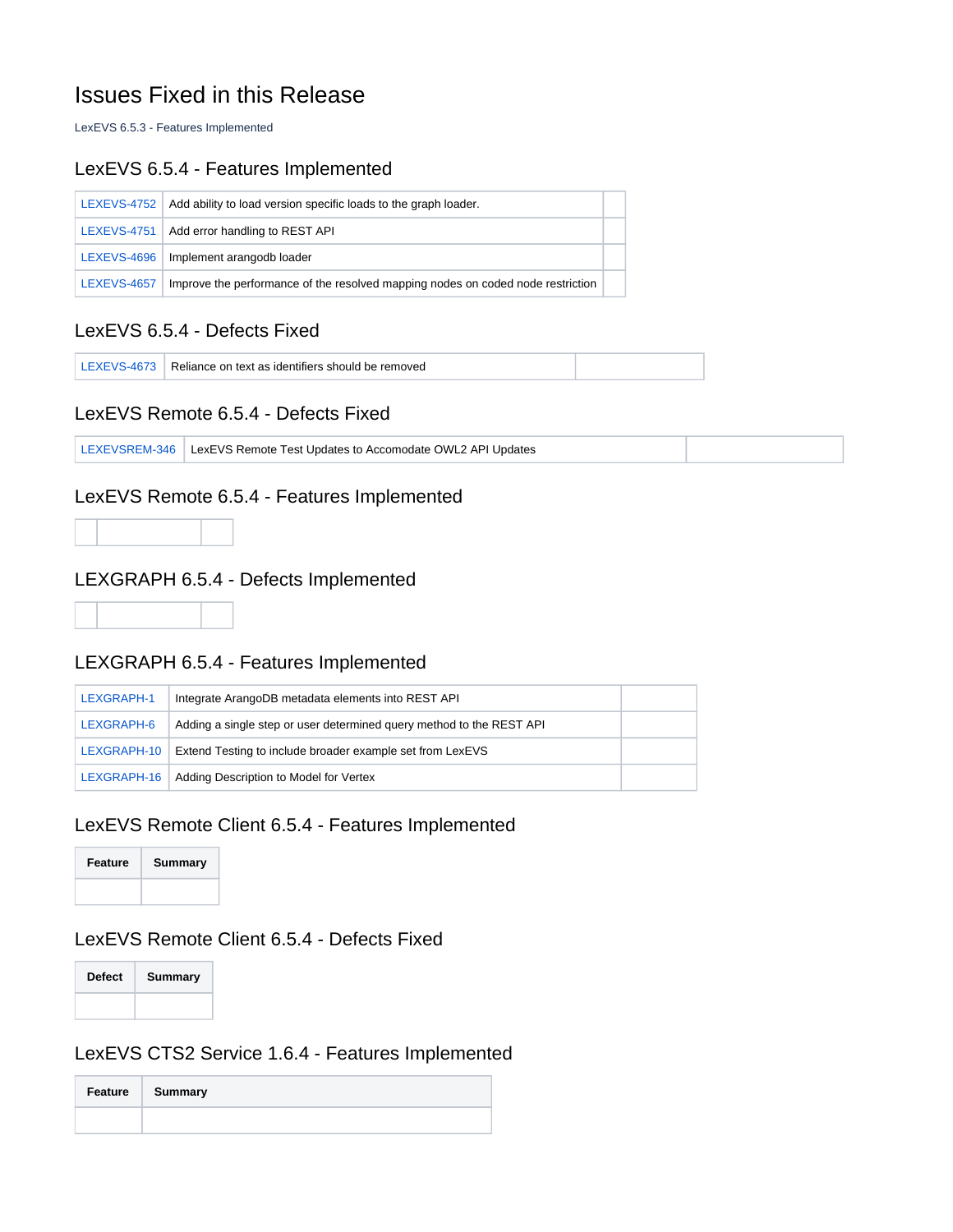# Issues Fixed in this Release

LexEVS 6.5.3 - Features Implemented

## LexEVS 6.5.4 - Features Implemented

| | | |
|---|---|---|
| LEXEVS-4752 | Add ability to load version specific loads to the graph loader. | |
| LEXEVS-4751 | Add error handling to REST API | |
| LEXEVS-4696 | Implement arangodb loader | |
| LEXEVS-4657 | Improve the performance of the resolved mapping nodes on coded node restriction | |

## LexEVS 6.5.4 - Defects Fixed

| | | |
|---|---|---|
| LEXEVS-4673 | Reliance on text as identifiers should be removed | |

## LexEVS Remote 6.5.4 - Defects Fixed

| | | |
|---|---|---|
| LEXEVSREM-346 | LexEVS Remote Test Updates to Accomodate OWL2 API Updates | |

## LexEVS Remote 6.5.4 - Features Implemented

| | | |
|---|---|---|
| | | |

## LEXGRAPH 6.5.4 - Defects Implemented

| | | |
|---|---|---|
| | | |

## LEXGRAPH 6.5.4 - Features Implemented

| | | |
|---|---|---|
| LEXGRAPH-1 | Integrate ArangoDB metadata elements into REST API | |
| LEXGRAPH-6 | Adding a single step or user determined query method to the REST API | |
| LEXGRAPH-10 | Extend Testing to include broader example set from LexEVS | |
| LEXGRAPH-16 | Adding Description to Model for Vertex | |

## LexEVS Remote Client 6.5.4 - Features Implemented

| Feature | Summary |
|---|---|
| | |

## LexEVS Remote Client 6.5.4 - Defects Fixed

| Defect | Summary |
|---|---|
| | |

## LexEVS CTS2 Service 1.6.4 - Features Implemented

| Feature | Summary |
|---|---|
| | |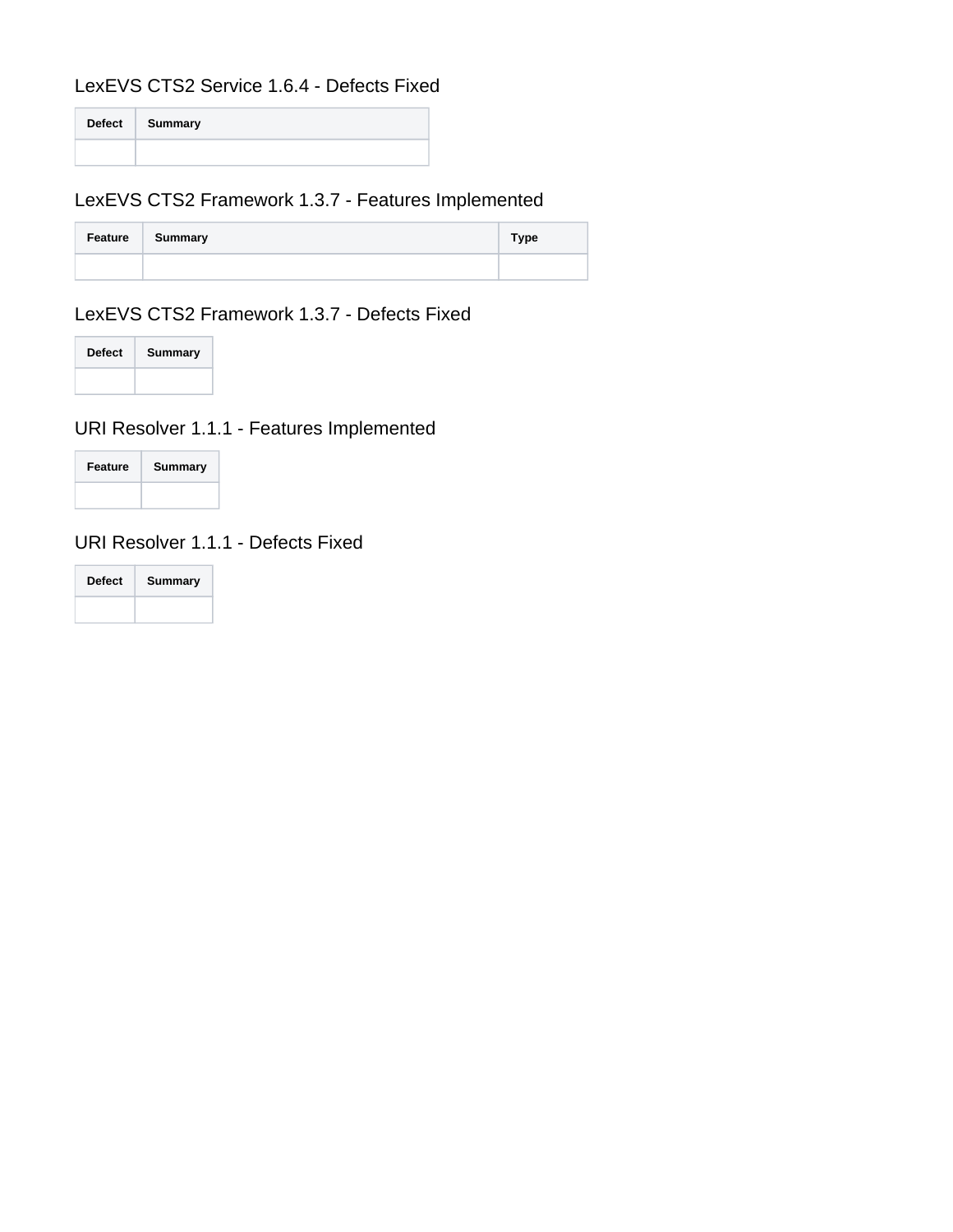## LexEVS CTS2 Service 1.6.4 - Defects Fixed

| Defect | Summary |
| --- | --- |
| | |

## LexEVS CTS2 Framework 1.3.7 - Features Implemented

| Feature | Summary | Type |
| --- | --- | --- |
| | | |

## LexEVS CTS2 Framework 1.3.7 - Defects Fixed

| Defect | Summary |
| --- | --- |
| | |

## URI Resolver 1.1.1 - Features Implemented

| Feature | Summary |
| --- | --- |
| | |

## URI Resolver 1.1.1 - Defects Fixed

| Defect | Summary |
| --- | --- |
| | |